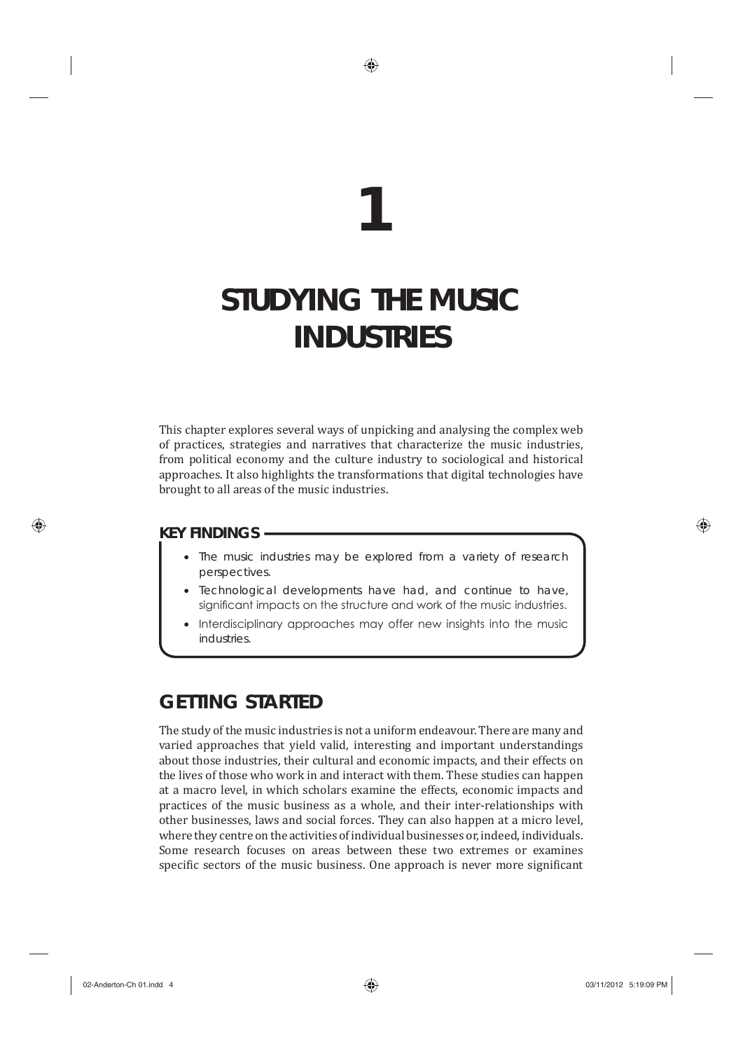# 1

# STUDYING THE MUSIC INDUSTRIES

This chapter explores several ways of unpicking and analysing the complex web of practices, strategies and narratives that characterize the music industries, from political economy and the culture industry to sociological and historical approaches. It also highlights the transformations that digital technologies have brought to all areas of the music industries.

**KEY FINDINGS**

- The music industries may be explored from a variety of research perspectives.
- Technological developments have had, and continue to have, significant impacts on the structure and work of the music industries.
- Interdisciplinary approaches may offer new insights into the music industries.

## GETTING STARTED

The study of the music industries is not a uniform endeavour. There are many and varied approaches that yield valid, interesting and important understandings about those industries, their cultural and economic impacts, and their effects on the lives of those who work in and interact with them. These studies can happen at a macro level, in which scholars examine the effects, economic impacts and practices of the music business as a whole, and their inter-relationships with other businesses, laws and social forces. They can also happen at a micro level, where they centre on the activities of individual businesses or, indeed, individuals. Some research focuses on areas between these two extremes or examines specific sectors of the music business. One approach is never more significant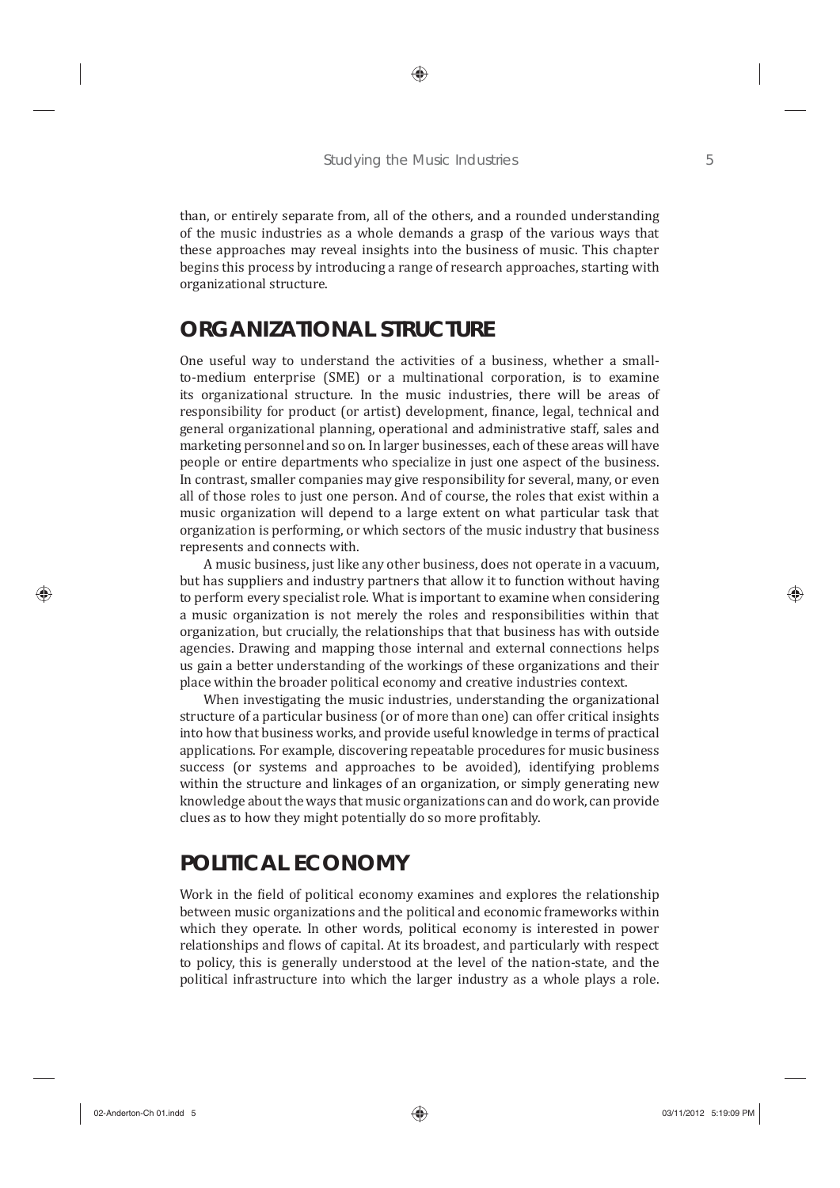than, or entirely separate from, all of the others, and a rounded understanding of the music industries as a whole demands a grasp of the various ways that these approaches may reveal insights into the business of music. This chapter begins this process by introducing a range of research approaches, starting with organizational structure.

## ORGANIZATIONAL STRUCTURE

One useful way to understand the activities of a business, whether a small-to-medium enterprise (SME) or a multinational corporation, is to examine its organizational structure. In the music industries, there will be areas of responsibility for product (or artist) development, finance, legal, technical and general organizational planning, operational and administrative staff, sales and marketing personnel and so on. In larger businesses, each of these areas will have people or entire departments who specialize in just one aspect of the business. In contrast, smaller companies may give responsibility for several, many, or even all of those roles to just one person. And of course, the roles that exist within a music organization will depend to a large extent on what particular task that organization is performing, or which sectors of the music industry that business represents and connects with.

A music business, just like any other business, does not operate in a vacuum, but has suppliers and industry partners that allow it to function without having to perform every specialist role. What is important to examine when considering a music organization is not merely the roles and responsibilities within that organization, but crucially, the relationships that that business has with outside agencies. Drawing and mapping those internal and external connections helps us gain a better understanding of the workings of these organizations and their place within the broader political economy and creative industries context.

When investigating the music industries, understanding the organizational structure of a particular business (or of more than one) can offer critical insights into how that business works, and provide useful knowledge in terms of practical applications. For example, discovering repeatable procedures for music business success (or systems and approaches to be avoided), identifying problems within the structure and linkages of an organization, or simply generating new knowledge about the ways that music organizations can and do work, can provide clues as to how they might potentially do so more profitably.

## POLITICAL ECONOMY

Work in the field of political economy examines and explores the relationship between music organizations and the political and economic frameworks within which they operate. In other words, political economy is interested in power relationships and flows of capital. At its broadest, and particularly with respect to policy, this is generally understood at the level of the nation-state, and the political infrastructure into which the larger industry as a whole plays a role.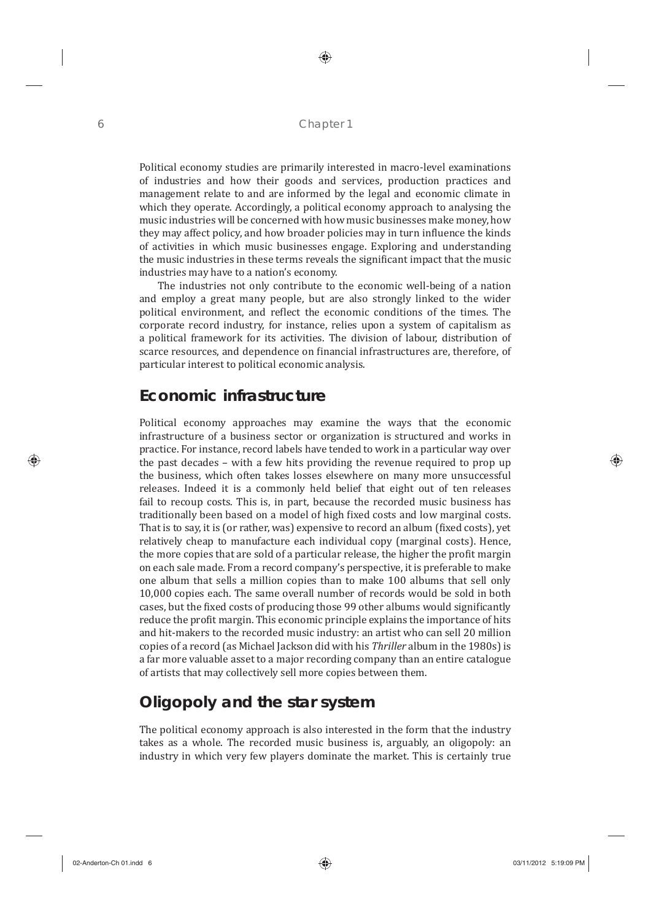Political economy studies are primarily interested in macro-level examinations of industries and how their goods and services, production practices and management relate to and are informed by the legal and economic climate in which they operate. Accordingly, a political economy approach to analysing the music industries will be concerned with how music businesses make money, how they may affect policy, and how broader policies may in turn influence the kinds of activities in which music businesses engage. Exploring and understanding the music industries in these terms reveals the significant impact that the music industries may have to a nation's economy.

The industries not only contribute to the economic well-being of a nation and employ a great many people, but are also strongly linked to the wider political environment, and reflect the economic conditions of the times. The corporate record industry, for instance, relies upon a system of capitalism as a political framework for its activities. The division of labour, distribution of scarce resources, and dependence on financial infrastructures are, therefore, of particular interest to political economic analysis.

## Economic infrastructure

Political economy approaches may examine the ways that the economic infrastructure of a business sector or organization is structured and works in practice. For instance, record labels have tended to work in a particular way over the past decades – with a few hits providing the revenue required to prop up the business, which often takes losses elsewhere on many more unsuccessful releases. Indeed it is a commonly held belief that eight out of ten releases fail to recoup costs. This is, in part, because the recorded music business has traditionally been based on a model of high fixed costs and low marginal costs. That is to say, it is (or rather, was) expensive to record an album (fixed costs), yet relatively cheap to manufacture each individual copy (marginal costs). Hence, the more copies that are sold of a particular release, the higher the profit margin on each sale made. From a record company's perspective, it is preferable to make one album that sells a million copies than to make 100 albums that sell only 10,000 copies each. The same overall number of records would be sold in both cases, but the fixed costs of producing those 99 other albums would significantly reduce the profit margin. This economic principle explains the importance of hits and hit-makers to the recorded music industry: an artist who can sell 20 million copies of a record (as Michael Jackson did with his *Thriller* album in the 1980s) is a far more valuable asset to a major recording company than an entire catalogue of artists that may collectively sell more copies between them.

## Oligopoly and the star system

The political economy approach is also interested in the form that the industry takes as a whole. The recorded music business is, arguably, an oligopoly: an industry in which very few players dominate the market. This is certainly true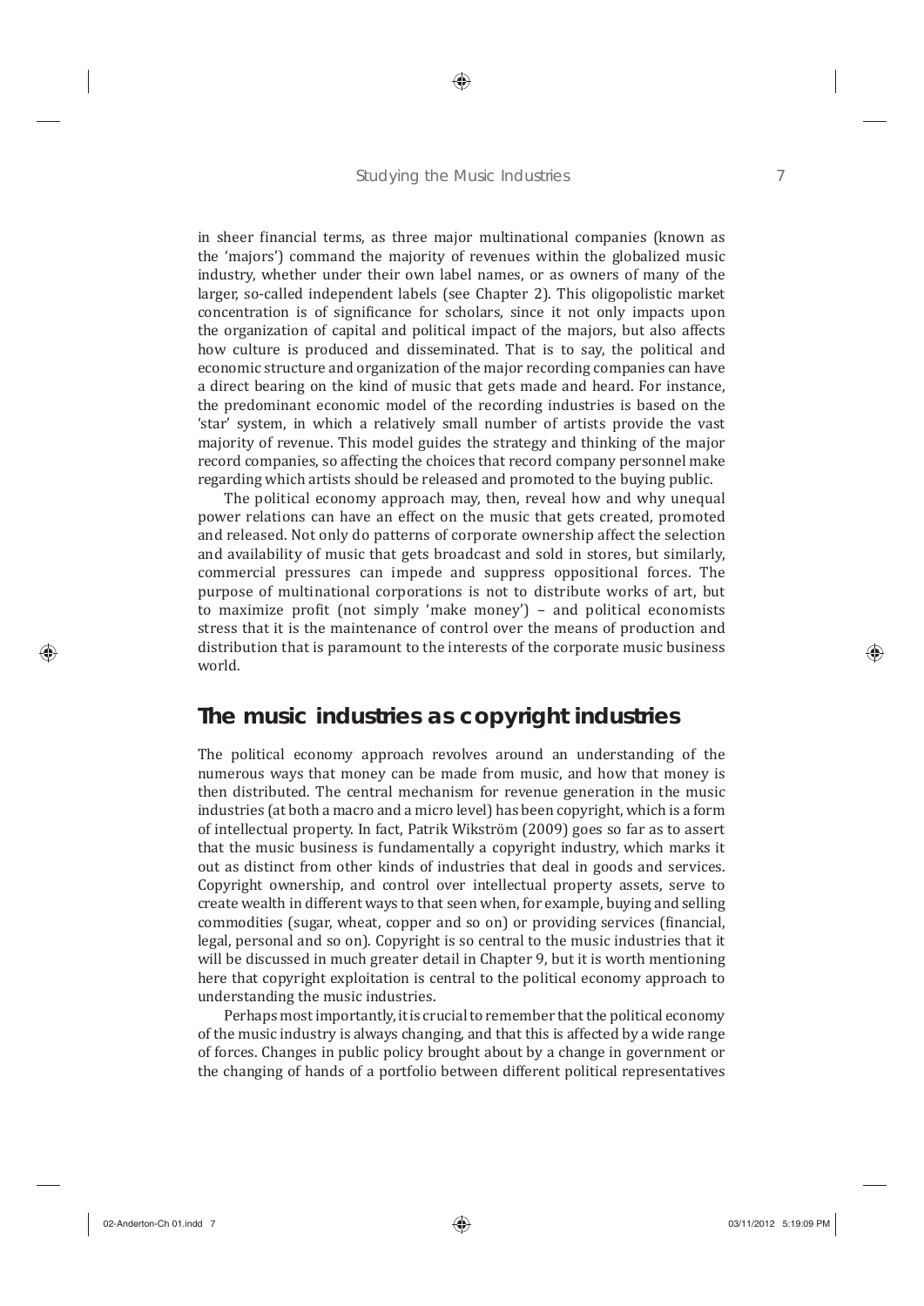in sheer financial terms, as three major multinational companies (known as the 'majors') command the majority of revenues within the globalized music industry, whether under their own label names, or as owners of many of the larger, so-called independent labels (see Chapter 2). This oligopolistic market concentration is of significance for scholars, since it not only impacts upon the organization of capital and political impact of the majors, but also affects how culture is produced and disseminated. That is to say, the political and economic structure and organization of the major recording companies can have a direct bearing on the kind of music that gets made and heard. For instance, the predominant economic model of the recording industries is based on the 'star' system, in which a relatively small number of artists provide the vast majority of revenue. This model guides the strategy and thinking of the major record companies, so affecting the choices that record company personnel make regarding which artists should be released and promoted to the buying public.

The political economy approach may, then, reveal how and why unequal power relations can have an effect on the music that gets created, promoted and released. Not only do patterns of corporate ownership affect the selection and availability of music that gets broadcast and sold in stores, but similarly, commercial pressures can impede and suppress oppositional forces. The purpose of multinational corporations is not to distribute works of art, but to maximize profit (not simply 'make money') – and political economists stress that it is the maintenance of control over the means of production and distribution that is paramount to the interests of the corporate music business world.

## The music industries as copyright industries

The political economy approach revolves around an understanding of the numerous ways that money can be made from music, and how that money is then distributed. The central mechanism for revenue generation in the music industries (at both a macro and a micro level) has been copyright, which is a form of intellectual property. In fact, Patrik Wikström (2009) goes so far as to assert that the music business is fundamentally a copyright industry, which marks it out as distinct from other kinds of industries that deal in goods and services. Copyright ownership, and control over intellectual property assets, serve to create wealth in different ways to that seen when, for example, buying and selling commodities (sugar, wheat, copper and so on) or providing services (financial, legal, personal and so on). Copyright is so central to the music industries that it will be discussed in much greater detail in Chapter 9, but it is worth mentioning here that copyright exploitation is central to the political economy approach to understanding the music industries.

Perhaps most importantly, it is crucial to remember that the political economy of the music industry is always changing, and that this is affected by a wide range of forces. Changes in public policy brought about by a change in government or the changing of hands of a portfolio between different political representatives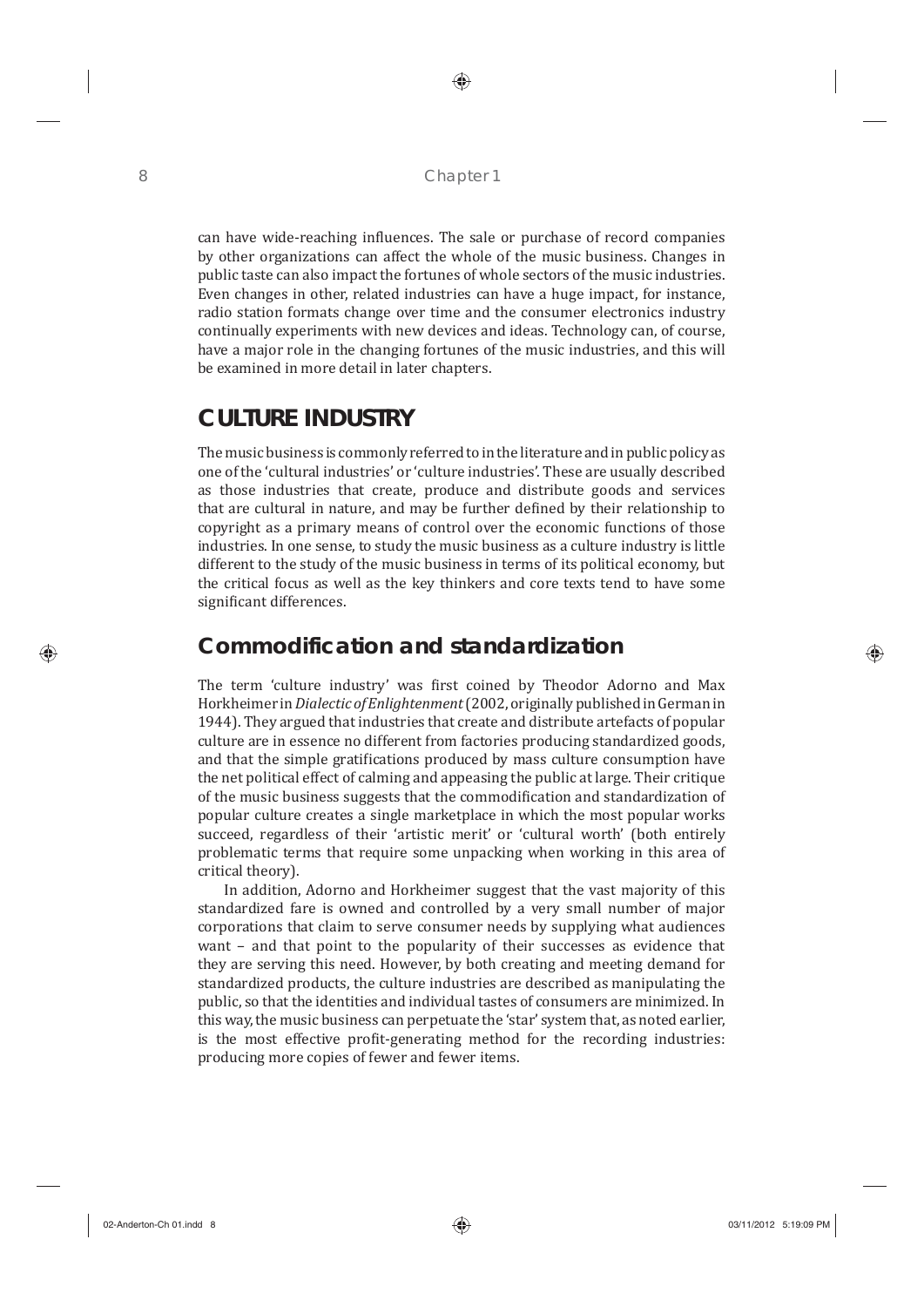can have wide-reaching influences. The sale or purchase of record companies by other organizations can affect the whole of the music business. Changes in public taste can also impact the fortunes of whole sectors of the music industries. Even changes in other, related industries can have a huge impact, for instance, radio station formats change over time and the consumer electronics industry continually experiments with new devices and ideas. Technology can, of course, have a major role in the changing fortunes of the music industries, and this will be examined in more detail in later chapters.

## CULTURE INDUSTRY

The music business is commonly referred to in the literature and in public policy as one of the 'cultural industries' or 'culture industries'. These are usually described as those industries that create, produce and distribute goods and services that are cultural in nature, and may be further defined by their relationship to copyright as a primary means of control over the economic functions of those industries. In one sense, to study the music business as a culture industry is little different to the study of the music business in terms of its political economy, but the critical focus as well as the key thinkers and core texts tend to have some significant differences.

### Commodification and standardization

The term 'culture industry' was first coined by Theodor Adorno and Max Horkheimer in *Dialectic of Enlightenment* (2002, originally published in German in 1944). They argued that industries that create and distribute artefacts of popular culture are in essence no different from factories producing standardized goods, and that the simple gratifications produced by mass culture consumption have the net political effect of calming and appeasing the public at large. Their critique of the music business suggests that the commodification and standardization of popular culture creates a single marketplace in which the most popular works succeed, regardless of their 'artistic merit' or 'cultural worth' (both entirely problematic terms that require some unpacking when working in this area of critical theory).

In addition, Adorno and Horkheimer suggest that the vast majority of this standardized fare is owned and controlled by a very small number of major corporations that claim to serve consumer needs by supplying what audiences want – and that point to the popularity of their successes as evidence that they are serving this need. However, by both creating and meeting demand for standardized products, the culture industries are described as manipulating the public, so that the identities and individual tastes of consumers are minimized. In this way, the music business can perpetuate the 'star' system that, as noted earlier, is the most effective profit-generating method for the recording industries: producing more copies of fewer and fewer items.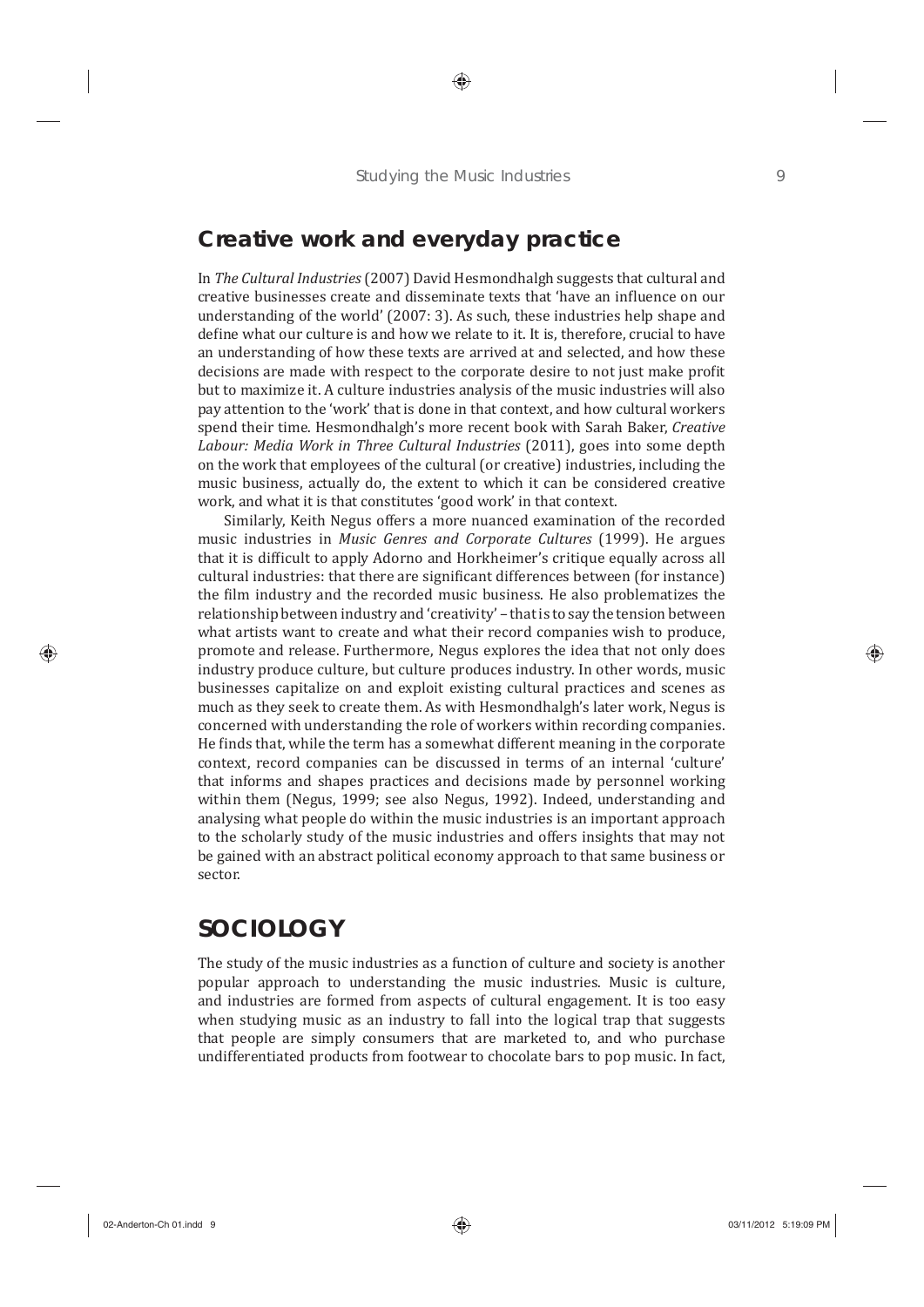## Creative work and everyday practice

In *The Cultural Industries* (2007) David Hesmondhalgh suggests that cultural and creative businesses create and disseminate texts that 'have an influence on our understanding of the world' (2007: 3). As such, these industries help shape and define what our culture is and how we relate to it. It is, therefore, crucial to have an understanding of how these texts are arrived at and selected, and how these decisions are made with respect to the corporate desire to not just make profit but to maximize it. A culture industries analysis of the music industries will also pay attention to the 'work' that is done in that context, and how cultural workers spend their time. Hesmondhalgh's more recent book with Sarah Baker, *Creative Labour: Media Work in Three Cultural Industries* (2011), goes into some depth on the work that employees of the cultural (or creative) industries, including the music business, actually do, the extent to which it can be considered creative work, and what it is that constitutes 'good work' in that context.

Similarly, Keith Negus offers a more nuanced examination of the recorded music industries in *Music Genres and Corporate Cultures* (1999). He argues that it is difficult to apply Adorno and Horkheimer's critique equally across all cultural industries: that there are significant differences between (for instance) the film industry and the recorded music business. He also problematizes the relationship between industry and 'creativity' – that is to say the tension between what artists want to create and what their record companies wish to produce, promote and release. Furthermore, Negus explores the idea that not only does industry produce culture, but culture produces industry. In other words, music businesses capitalize on and exploit existing cultural practices and scenes as much as they seek to create them. As with Hesmondhalgh's later work, Negus is concerned with understanding the role of workers within recording companies. He finds that, while the term has a somewhat different meaning in the corporate context, record companies can be discussed in terms of an internal 'culture' that informs and shapes practices and decisions made by personnel working within them (Negus, 1999; see also Negus, 1992). Indeed, understanding and analysing what people do within the music industries is an important approach to the scholarly study of the music industries and offers insights that may not be gained with an abstract political economy approach to that same business or sector.

# SOCIOLOGY

The study of the music industries as a function of culture and society is another popular approach to understanding the music industries. Music is culture, and industries are formed from aspects of cultural engagement. It is too easy when studying music as an industry to fall into the logical trap that suggests that people are simply consumers that are marketed to, and who purchase undifferentiated products from footwear to chocolate bars to pop music. In fact,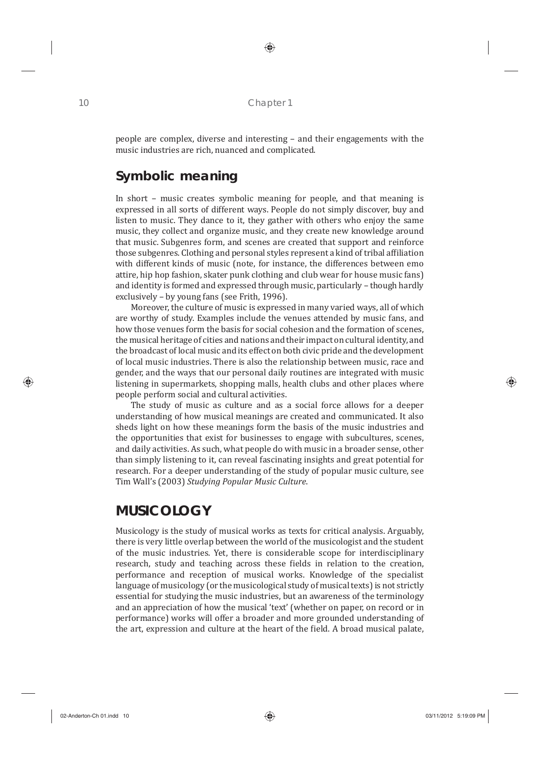people are complex, diverse and interesting – and their engagements with the music industries are rich, nuanced and complicated.

## Symbolic meaning

In short – music creates symbolic meaning for people, and that meaning is expressed in all sorts of different ways. People do not simply discover, buy and listen to music. They dance to it, they gather with others who enjoy the same music, they collect and organize music, and they create new knowledge around that music. Subgenres form, and scenes are created that support and reinforce those subgenres. Clothing and personal styles represent a kind of tribal affiliation with different kinds of music (note, for instance, the differences between emo attire, hip hop fashion, skater punk clothing and club wear for house music fans) and identity is formed and expressed through music, particularly – though hardly exclusively – by young fans (see Frith, 1996).

Moreover, the culture of music is expressed in many varied ways, all of which are worthy of study. Examples include the venues attended by music fans, and how those venues form the basis for social cohesion and the formation of scenes, the musical heritage of cities and nations and their impact on cultural identity, and the broadcast of local music and its effect on both civic pride and the development of local music industries. There is also the relationship between music, race and gender, and the ways that our personal daily routines are integrated with music listening in supermarkets, shopping malls, health clubs and other places where people perform social and cultural activities.

The study of music as culture and as a social force allows for a deeper understanding of how musical meanings are created and communicated. It also sheds light on how these meanings form the basis of the music industries and the opportunities that exist for businesses to engage with subcultures, scenes, and daily activities. As such, what people do with music in a broader sense, other than simply listening to it, can reveal fascinating insights and great potential for research. For a deeper understanding of the study of popular music culture, see Tim Wall's (2003) *Studying Popular Music Culture*.

# MUSICOLOGY

Musicology is the study of musical works as texts for critical analysis. Arguably, there is very little overlap between the world of the musicologist and the student of the music industries. Yet, there is considerable scope for interdisciplinary research, study and teaching across these fields in relation to the creation, performance and reception of musical works. Knowledge of the specialist language of musicology (or the musicological study of musical texts) is not strictly essential for studying the music industries, but an awareness of the terminology and an appreciation of how the musical 'text' (whether on paper, on record or in performance) works will offer a broader and more grounded understanding of the art, expression and culture at the heart of the field. A broad musical palate,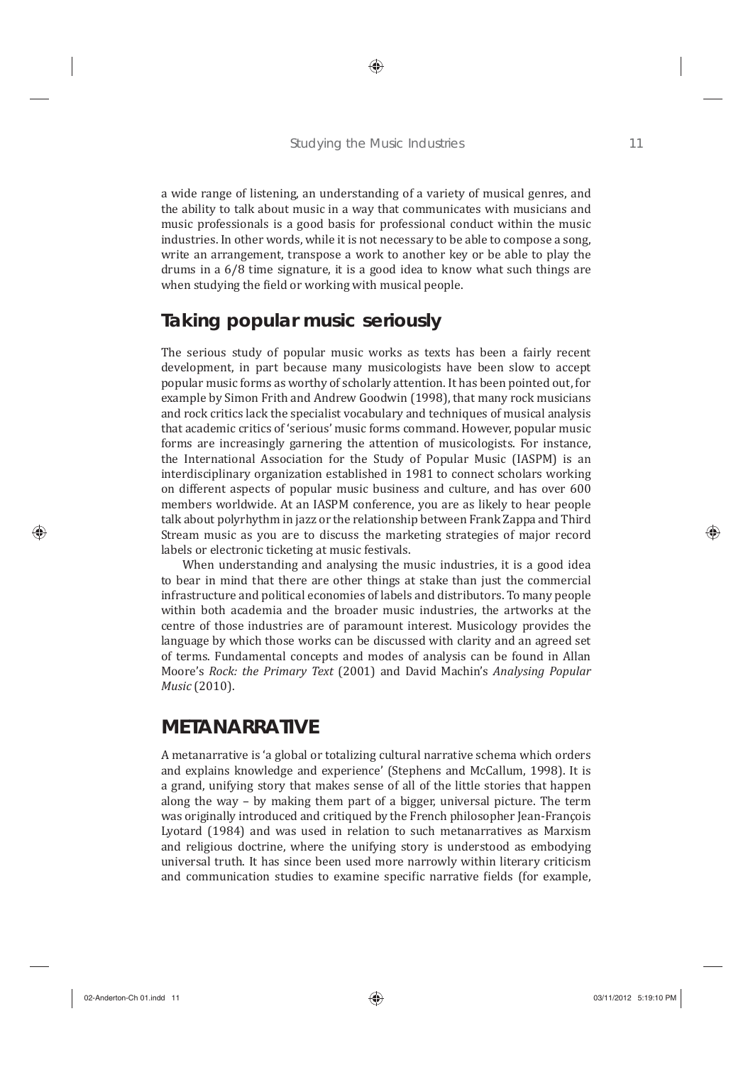a wide range of listening, an understanding of a variety of musical genres, and the ability to talk about music in a way that communicates with musicians and music professionals is a good basis for professional conduct within the music industries. In other words, while it is not necessary to be able to compose a song, write an arrangement, transpose a work to another key or be able to play the drums in a 6/8 time signature, it is a good idea to know what such things are when studying the field or working with musical people.

## Taking popular music seriously

The serious study of popular music works as texts has been a fairly recent development, in part because many musicologists have been slow to accept popular music forms as worthy of scholarly attention. It has been pointed out, for example by Simon Frith and Andrew Goodwin (1998), that many rock musicians and rock critics lack the specialist vocabulary and techniques of musical analysis that academic critics of 'serious' music forms command. However, popular music forms are increasingly garnering the attention of musicologists. For instance, the International Association for the Study of Popular Music (IASPM) is an interdisciplinary organization established in 1981 to connect scholars working on different aspects of popular music business and culture, and has over 600 members worldwide. At an IASPM conference, you are as likely to hear people talk about polyrhythm in jazz or the relationship between Frank Zappa and Third Stream music as you are to discuss the marketing strategies of major record labels or electronic ticketing at music festivals.

When understanding and analysing the music industries, it is a good idea to bear in mind that there are other things at stake than just the commercial infrastructure and political economies of labels and distributors. To many people within both academia and the broader music industries, the artworks at the centre of those industries are of paramount interest. Musicology provides the language by which those works can be discussed with clarity and an agreed set of terms. Fundamental concepts and modes of analysis can be found in Allan Moore's *Rock: the Primary Text* (2001) and David Machin's *Analysing Popular Music* (2010).

## METANARRATIVE

A metanarrative is 'a global or totalizing cultural narrative schema which orders and explains knowledge and experience' (Stephens and McCallum, 1998). It is a grand, unifying story that makes sense of all of the little stories that happen along the way – by making them part of a bigger, universal picture. The term was originally introduced and critiqued by the French philosopher Jean-François Lyotard (1984) and was used in relation to such metanarratives as Marxism and religious doctrine, where the unifying story is understood as embodying universal truth. It has since been used more narrowly within literary criticism and communication studies to examine specific narrative fields (for example,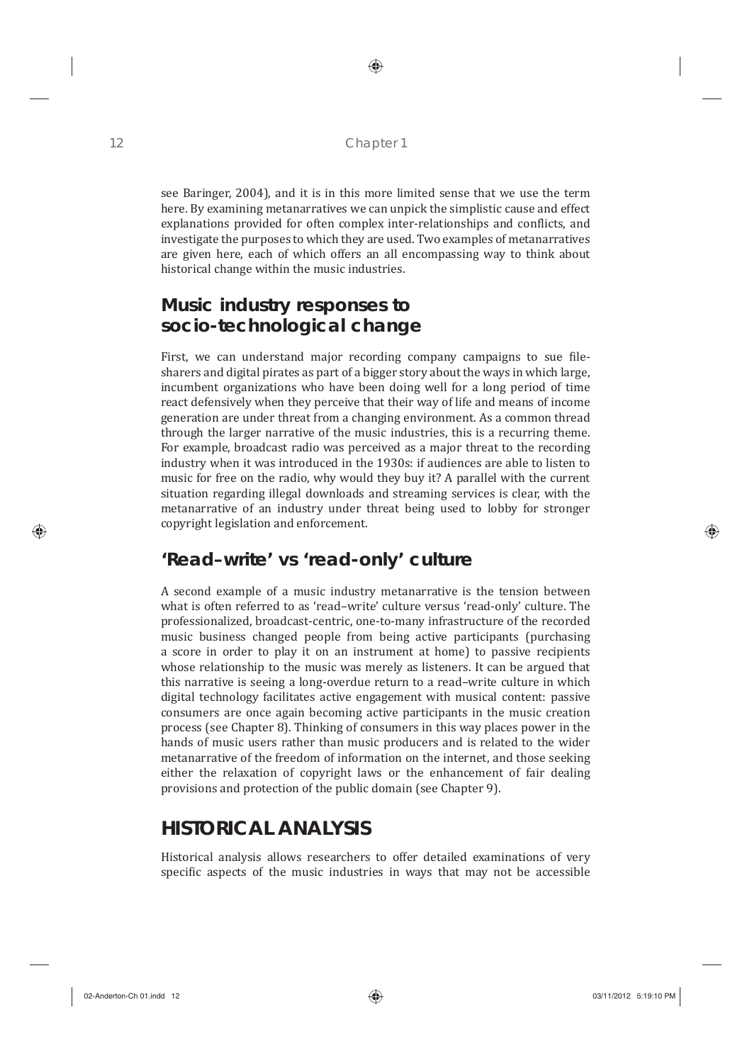see Baringer, 2004), and it is in this more limited sense that we use the term here. By examining metanarratives we can unpick the simplistic cause and effect explanations provided for often complex inter-relationships and conflicts, and investigate the purposes to which they are used. Two examples of metanarratives are given here, each of which offers an all encompassing way to think about historical change within the music industries.

### Music industry responses to socio-technological change

First, we can understand major recording company campaigns to sue file-sharers and digital pirates as part of a bigger story about the ways in which large, incumbent organizations who have been doing well for a long period of time react defensively when they perceive that their way of life and means of income generation are under threat from a changing environment. As a common thread through the larger narrative of the music industries, this is a recurring theme. For example, broadcast radio was perceived as a major threat to the recording industry when it was introduced in the 1930s: if audiences are able to listen to music for free on the radio, why would they buy it? A parallel with the current situation regarding illegal downloads and streaming services is clear, with the metanarrative of an industry under threat being used to lobby for stronger copyright legislation and enforcement.

### 'Read–write' vs 'read-only' culture

A second example of a music industry metanarrative is the tension between what is often referred to as 'read–write' culture versus 'read-only' culture. The professionalized, broadcast-centric, one-to-many infrastructure of the recorded music business changed people from being active participants (purchasing a score in order to play it on an instrument at home) to passive recipients whose relationship to the music was merely as listeners. It can be argued that this narrative is seeing a long-overdue return to a read–write culture in which digital technology facilitates active engagement with musical content: passive consumers are once again becoming active participants in the music creation process (see Chapter 8). Thinking of consumers in this way places power in the hands of music users rather than music producers and is related to the wider metanarrative of the freedom of information on the internet, and those seeking either the relaxation of copyright laws or the enhancement of fair dealing provisions and protection of the public domain (see Chapter 9).

## HISTORICAL ANALYSIS

Historical analysis allows researchers to offer detailed examinations of very specific aspects of the music industries in ways that may not be accessible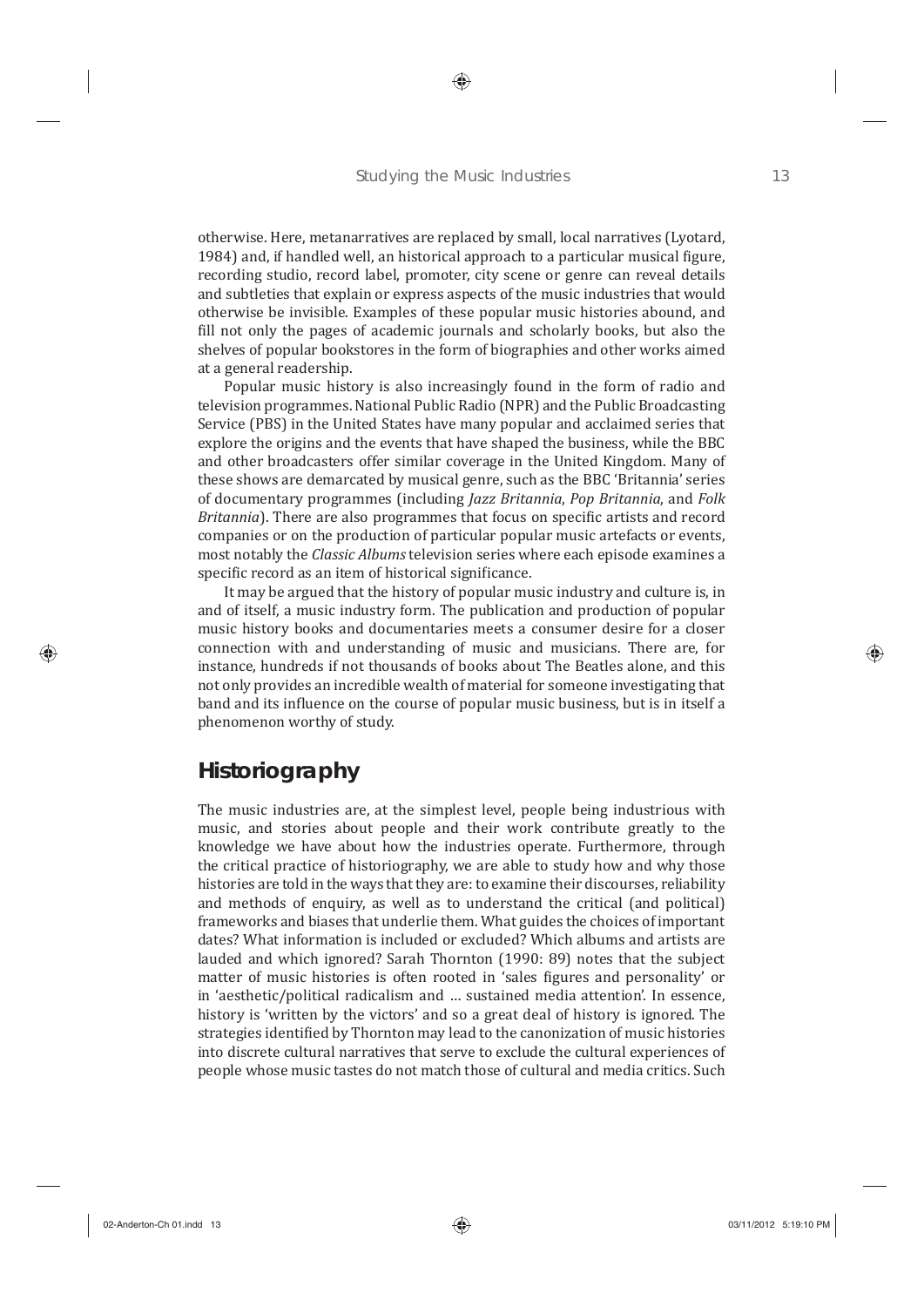otherwise. Here, metanarratives are replaced by small, local narratives (Lyotard, 1984) and, if handled well, an historical approach to a particular musical figure, recording studio, record label, promoter, city scene or genre can reveal details and subtleties that explain or express aspects of the music industries that would otherwise be invisible. Examples of these popular music histories abound, and fill not only the pages of academic journals and scholarly books, but also the shelves of popular bookstores in the form of biographies and other works aimed at a general readership.

Popular music history is also increasingly found in the form of radio and television programmes. National Public Radio (NPR) and the Public Broadcasting Service (PBS) in the United States have many popular and acclaimed series that explore the origins and the events that have shaped the business, while the BBC and other broadcasters offer similar coverage in the United Kingdom. Many of these shows are demarcated by musical genre, such as the BBC 'Britannia' series of documentary programmes (including *Jazz Britannia*, *Pop Britannia*, and *Folk Britannia*). There are also programmes that focus on specific artists and record companies or on the production of particular popular music artefacts or events, most notably the *Classic Albums* television series where each episode examines a specific record as an item of historical significance.

It may be argued that the history of popular music industry and culture is, in and of itself, a music industry form. The publication and production of popular music history books and documentaries meets a consumer desire for a closer connection with and understanding of music and musicians. There are, for instance, hundreds if not thousands of books about The Beatles alone, and this not only provides an incredible wealth of material for someone investigating that band and its influence on the course of popular music business, but is in itself a phenomenon worthy of study.

## Historiography

The music industries are, at the simplest level, people being industrious with music, and stories about people and their work contribute greatly to the knowledge we have about how the industries operate. Furthermore, through the critical practice of historiography, we are able to study how and why those histories are told in the ways that they are: to examine their discourses, reliability and methods of enquiry, as well as to understand the critical (and political) frameworks and biases that underlie them. What guides the choices of important dates? What information is included or excluded? Which albums and artists are lauded and which ignored? Sarah Thornton (1990: 89) notes that the subject matter of music histories is often rooted in 'sales figures and personality' or in 'aesthetic/political radicalism and … sustained media attention'. In essence, history is 'written by the victors' and so a great deal of history is ignored. The strategies identified by Thornton may lead to the canonization of music histories into discrete cultural narratives that serve to exclude the cultural experiences of people whose music tastes do not match those of cultural and media critics. Such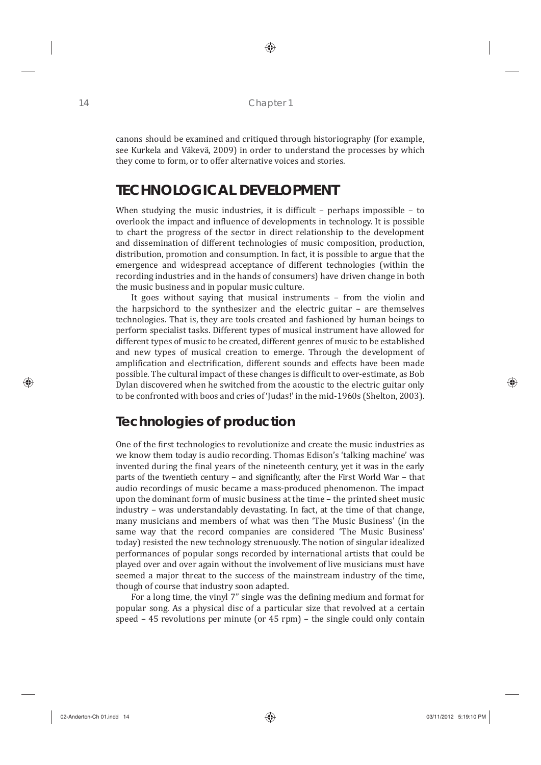canons should be examined and critiqued through historiography (for example, see Kurkela and Väkevä, 2009) in order to understand the processes by which they come to form, or to offer alternative voices and stories.

## TECHNOLOGICAL DEVELOPMENT

When studying the music industries, it is difficult – perhaps impossible – to overlook the impact and influence of developments in technology. It is possible to chart the progress of the sector in direct relationship to the development and dissemination of different technologies of music composition, production, distribution, promotion and consumption. In fact, it is possible to argue that the emergence and widespread acceptance of different technologies (within the recording industries and in the hands of consumers) have driven change in both the music business and in popular music culture.

It goes without saying that musical instruments – from the violin and the harpsichord to the synthesizer and the electric guitar – are themselves technologies. That is, they are tools created and fashioned by human beings to perform specialist tasks. Different types of musical instrument have allowed for different types of music to be created, different genres of music to be established and new types of musical creation to emerge. Through the development of amplification and electrification, different sounds and effects have been made possible. The cultural impact of these changes is difficult to over-estimate, as Bob Dylan discovered when he switched from the acoustic to the electric guitar only to be confronted with boos and cries of 'Judas!' in the mid-1960s (Shelton, 2003).

### Technologies of production

One of the first technologies to revolutionize and create the music industries as we know them today is audio recording. Thomas Edison's 'talking machine' was invented during the final years of the nineteenth century, yet it was in the early parts of the twentieth century – and significantly, after the First World War – that audio recordings of music became a mass-produced phenomenon. The impact upon the dominant form of music business at the time – the printed sheet music industry – was understandably devastating. In fact, at the time of that change, many musicians and members of what was then 'The Music Business' (in the same way that the record companies are considered 'The Music Business' today) resisted the new technology strenuously. The notion of singular idealized performances of popular songs recorded by international artists that could be played over and over again without the involvement of live musicians must have seemed a major threat to the success of the mainstream industry of the time, though of course that industry soon adapted.

For a long time, the vinyl 7" single was the defining medium and format for popular song. As a physical disc of a particular size that revolved at a certain speed – 45 revolutions per minute (or 45 rpm) – the single could only contain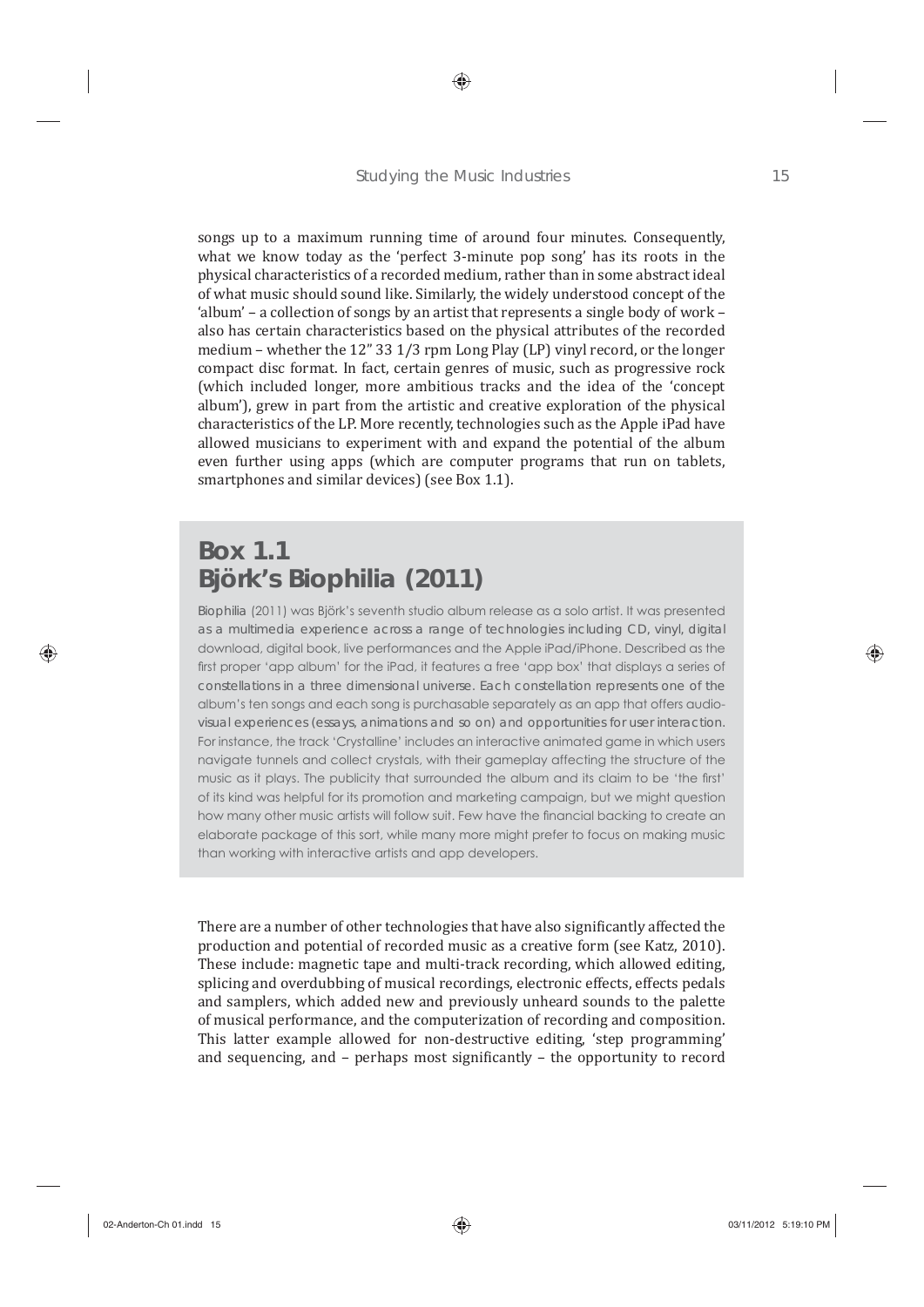songs up to a maximum running time of around four minutes. Consequently, what we know today as the 'perfect 3-minute pop song' has its roots in the physical characteristics of a recorded medium, rather than in some abstract ideal of what music should sound like. Similarly, the widely understood concept of the 'album' – a collection of songs by an artist that represents a single body of work – also has certain characteristics based on the physical attributes of the recorded medium – whether the 12" 33 1/3 rpm Long Play (LP) vinyl record, or the longer compact disc format. In fact, certain genres of music, such as progressive rock (which included longer, more ambitious tracks and the idea of the 'concept album'), grew in part from the artistic and creative exploration of the physical characteristics of the LP. More recently, technologies such as the Apple iPad have allowed musicians to experiment with and expand the potential of the album even further using apps (which are computer programs that run on tablets, smartphones and similar devices) (see Box 1.1).

## Box 1.1
## Björk's Biophilia (2011)

*Biophilia* (2011) was Björk's seventh studio album release as a solo artist. It was presented as a multimedia experience across a range of technologies including CD, vinyl, digital download, digital book, live performances and the Apple iPad/iPhone. Described as the first proper 'app album' for the iPad, it features a free 'app box' that displays a series of constellations in a three dimensional universe. Each constellation represents one of the album's ten songs and each song is purchasable separately as an app that offers audio-visual experiences (essays, animations and so on) and opportunities for user interaction. For instance, the track 'Crystalline' includes an interactive animated game in which users navigate tunnels and collect crystals, with their gameplay affecting the structure of the music as it plays. The publicity that surrounded the album and its claim to be 'the first' of its kind was helpful for its promotion and marketing campaign, but we might question how many other music artists will follow suit. Few have the financial backing to create an elaborate package of this sort, while many more might prefer to focus on making music than working with interactive artists and app developers.

There are a number of other technologies that have also significantly affected the production and potential of recorded music as a creative form (see Katz, 2010). These include: magnetic tape and multi-track recording, which allowed editing, splicing and overdubbing of musical recordings, electronic effects, effects pedals and samplers, which added new and previously unheard sounds to the palette of musical performance, and the computerization of recording and composition. This latter example allowed for non-destructive editing, 'step programming' and sequencing, and – perhaps most significantly – the opportunity to record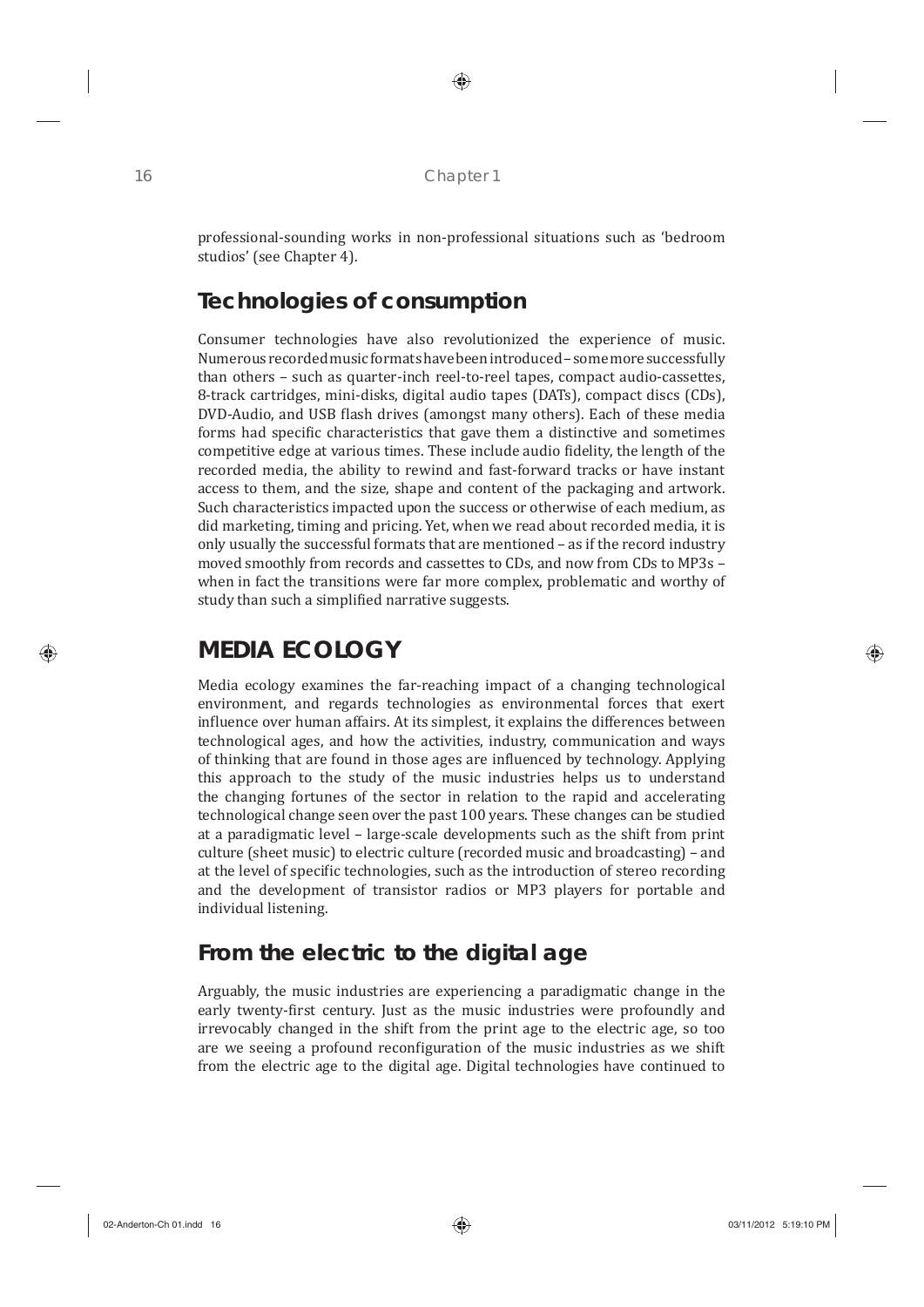professional-sounding works in non-professional situations such as 'bedroom studios' (see Chapter 4).

### Technologies of consumption

Consumer technologies have also revolutionized the experience of music. Numerous recorded music formats have been introduced – some more successfully than others – such as quarter-inch reel-to-reel tapes, compact audio-cassettes, 8-track cartridges, mini-disks, digital audio tapes (DATs), compact discs (CDs), DVD-Audio, and USB flash drives (amongst many others). Each of these media forms had specific characteristics that gave them a distinctive and sometimes competitive edge at various times. These include audio fidelity, the length of the recorded media, the ability to rewind and fast-forward tracks or have instant access to them, and the size, shape and content of the packaging and artwork. Such characteristics impacted upon the success or otherwise of each medium, as did marketing, timing and pricing. Yet, when we read about recorded media, it is only usually the successful formats that are mentioned – as if the record industry moved smoothly from records and cassettes to CDs, and now from CDs to MP3s – when in fact the transitions were far more complex, problematic and worthy of study than such a simplified narrative suggests.

## MEDIA ECOLOGY

Media ecology examines the far-reaching impact of a changing technological environment, and regards technologies as environmental forces that exert influence over human affairs. At its simplest, it explains the differences between technological ages, and how the activities, industry, communication and ways of thinking that are found in those ages are influenced by technology. Applying this approach to the study of the music industries helps us to understand the changing fortunes of the sector in relation to the rapid and accelerating technological change seen over the past 100 years. These changes can be studied at a paradigmatic level – large-scale developments such as the shift from print culture (sheet music) to electric culture (recorded music and broadcasting) – and at the level of specific technologies, such as the introduction of stereo recording and the development of transistor radios or MP3 players for portable and individual listening.

### From the electric to the digital age

Arguably, the music industries are experiencing a paradigmatic change in the early twenty-first century. Just as the music industries were profoundly and irrevocably changed in the shift from the print age to the electric age, so too are we seeing a profound reconfiguration of the music industries as we shift from the electric age to the digital age. Digital technologies have continued to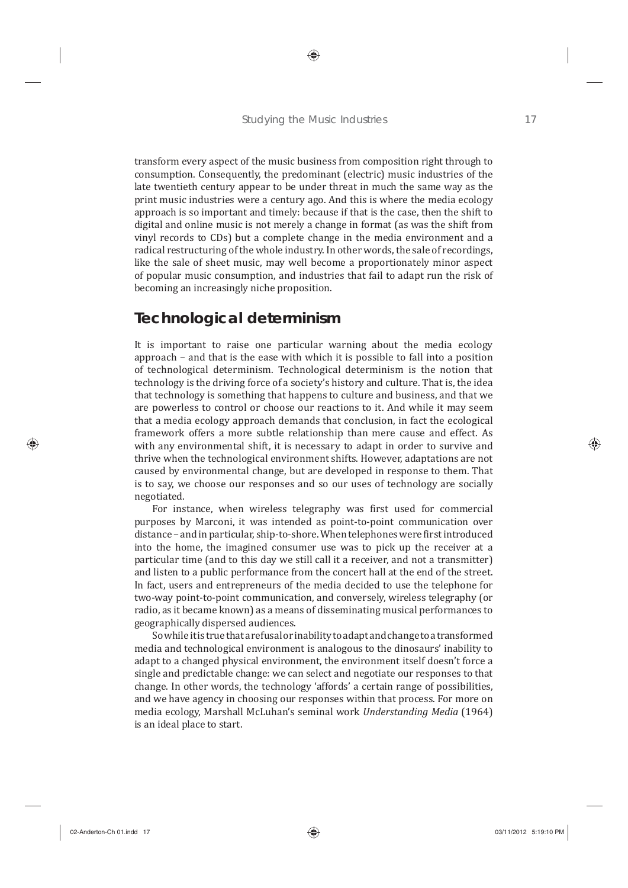transform every aspect of the music business from composition right through to consumption. Consequently, the predominant (electric) music industries of the late twentieth century appear to be under threat in much the same way as the print music industries were a century ago. And this is where the media ecology approach is so important and timely: because if that is the case, then the shift to digital and online music is not merely a change in format (as was the shift from vinyl records to CDs) but a complete change in the media environment and a radical restructuring of the whole industry. In other words, the sale of recordings, like the sale of sheet music, may well become a proportionately minor aspect of popular music consumption, and industries that fail to adapt run the risk of becoming an increasingly niche proposition.

## Technological determinism

It is important to raise one particular warning about the media ecology approach – and that is the ease with which it is possible to fall into a position of technological determinism. Technological determinism is the notion that technology is the driving force of a society's history and culture. That is, the idea that technology is something that happens to culture and business, and that we are powerless to control or choose our reactions to it. And while it may seem that a media ecology approach demands that conclusion, in fact the ecological framework offers a more subtle relationship than mere cause and effect. As with any environmental shift, it is necessary to adapt in order to survive and thrive when the technological environment shifts. However, adaptations are not caused by environmental change, but are developed in response to them. That is to say, we choose our responses and so our uses of technology are socially negotiated.

For instance, when wireless telegraphy was first used for commercial purposes by Marconi, it was intended as point-to-point communication over distance – and in particular, ship-to-shore. When telephones were first introduced into the home, the imagined consumer use was to pick up the receiver at a particular time (and to this day we still call it a receiver, and not a transmitter) and listen to a public performance from the concert hall at the end of the street. In fact, users and entrepreneurs of the media decided to use the telephone for two-way point-to-point communication, and conversely, wireless telegraphy (or radio, as it became known) as a means of disseminating musical performances to geographically dispersed audiences.

So while it is true that a refusal or inability to adapt and change to a transformed media and technological environment is analogous to the dinosaurs' inability to adapt to a changed physical environment, the environment itself doesn't force a single and predictable change: we can select and negotiate our responses to that change. In other words, the technology 'affords' a certain range of possibilities, and we have agency in choosing our responses within that process. For more on media ecology, Marshall McLuhan's seminal work *Understanding Media* (1964) is an ideal place to start.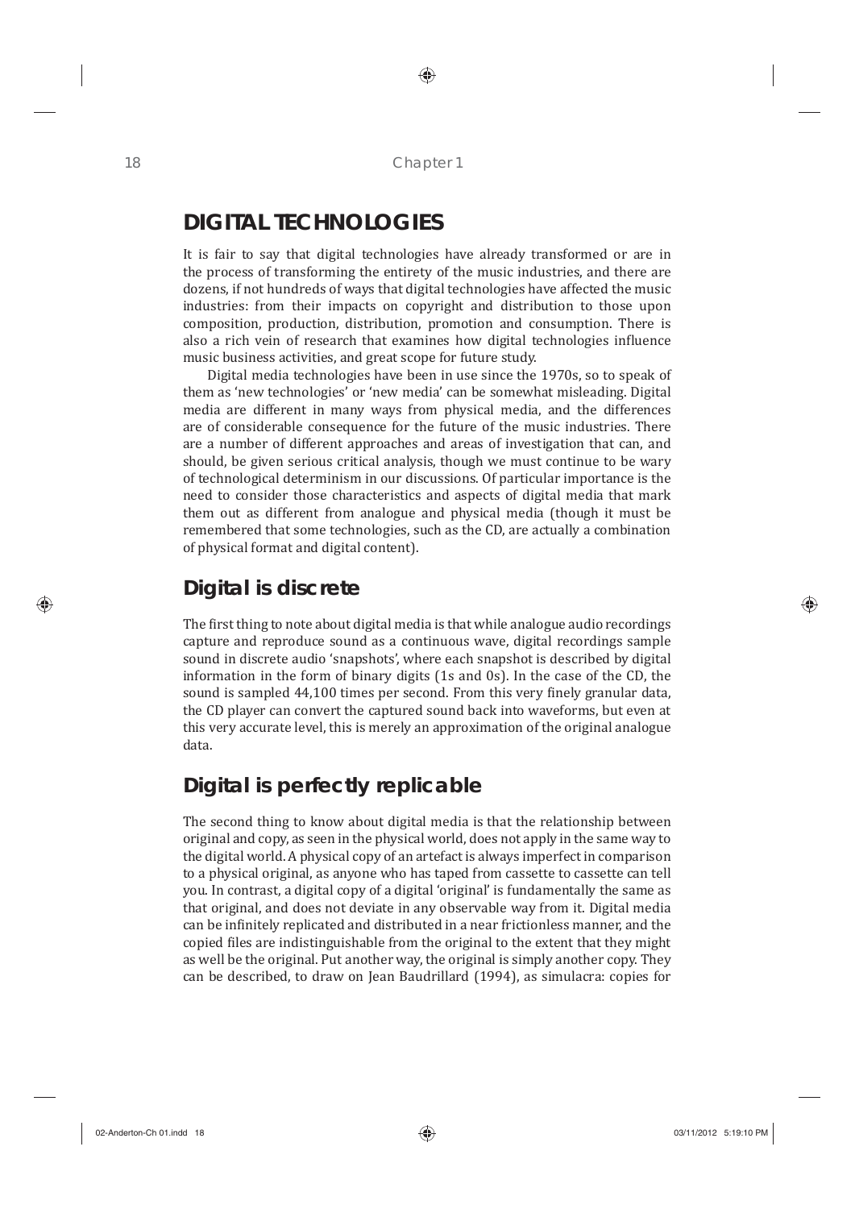## DIGITAL TECHNOLOGIES

It is fair to say that digital technologies have already transformed or are in the process of transforming the entirety of the music industries, and there are dozens, if not hundreds of ways that digital technologies have affected the music industries: from their impacts on copyright and distribution to those upon composition, production, distribution, promotion and consumption. There is also a rich vein of research that examines how digital technologies influence music business activities, and great scope for future study.

Digital media technologies have been in use since the 1970s, so to speak of them as 'new technologies' or 'new media' can be somewhat misleading. Digital media are different in many ways from physical media, and the differences are of considerable consequence for the future of the music industries. There are a number of different approaches and areas of investigation that can, and should, be given serious critical analysis, though we must continue to be wary of technological determinism in our discussions. Of particular importance is the need to consider those characteristics and aspects of digital media that mark them out as different from analogue and physical media (though it must be remembered that some technologies, such as the CD, are actually a combination of physical format and digital content).

### Digital is discrete

The first thing to note about digital media is that while analogue audio recordings capture and reproduce sound as a continuous wave, digital recordings sample sound in discrete audio 'snapshots', where each snapshot is described by digital information in the form of binary digits (1s and 0s). In the case of the CD, the sound is sampled 44,100 times per second. From this very finely granular data, the CD player can convert the captured sound back into waveforms, but even at this very accurate level, this is merely an approximation of the original analogue data.

### Digital is perfectly replicable

The second thing to know about digital media is that the relationship between original and copy, as seen in the physical world, does not apply in the same way to the digital world. A physical copy of an artefact is always imperfect in comparison to a physical original, as anyone who has taped from cassette to cassette can tell you. In contrast, a digital copy of a digital 'original' is fundamentally the same as that original, and does not deviate in any observable way from it. Digital media can be infinitely replicated and distributed in a near frictionless manner, and the copied files are indistinguishable from the original to the extent that they might as well be the original. Put another way, the original is simply another copy. They can be described, to draw on Jean Baudrillard (1994), as simulacra: copies for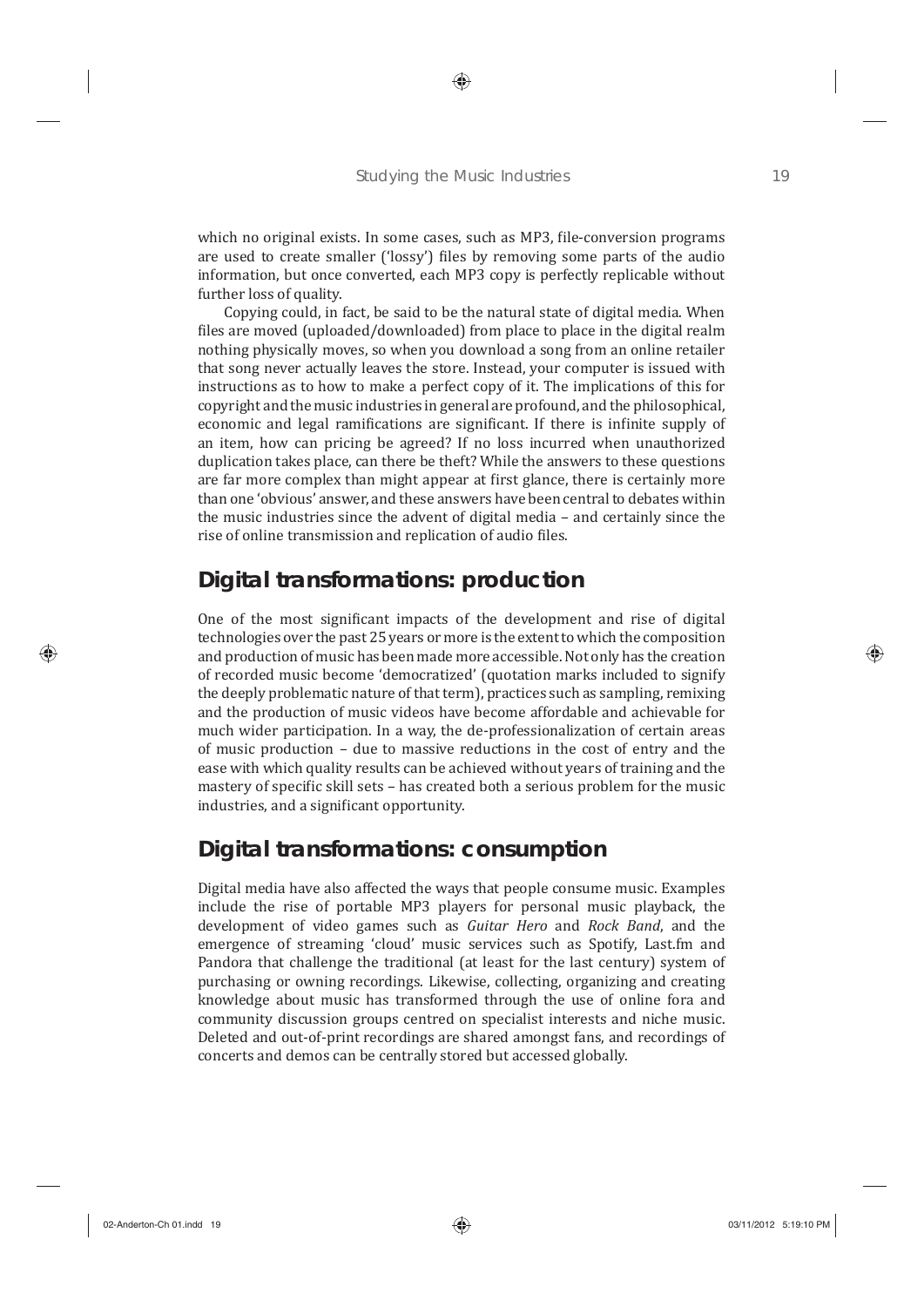which no original exists. In some cases, such as MP3, file-conversion programs are used to create smaller ('lossy') files by removing some parts of the audio information, but once converted, each MP3 copy is perfectly replicable without further loss of quality.

Copying could, in fact, be said to be the natural state of digital media. When files are moved (uploaded/downloaded) from place to place in the digital realm nothing physically moves, so when you download a song from an online retailer that song never actually leaves the store. Instead, your computer is issued with instructions as to how to make a perfect copy of it. The implications of this for copyright and the music industries in general are profound, and the philosophical, economic and legal ramifications are significant. If there is infinite supply of an item, how can pricing be agreed? If no loss incurred when unauthorized duplication takes place, can there be theft? While the answers to these questions are far more complex than might appear at first glance, there is certainly more than one 'obvious' answer, and these answers have been central to debates within the music industries since the advent of digital media – and certainly since the rise of online transmission and replication of audio files.

## Digital transformations: production

One of the most significant impacts of the development and rise of digital technologies over the past 25 years or more is the extent to which the composition and production of music has been made more accessible. Not only has the creation of recorded music become 'democratized' (quotation marks included to signify the deeply problematic nature of that term), practices such as sampling, remixing and the production of music videos have become affordable and achievable for much wider participation. In a way, the de-professionalization of certain areas of music production – due to massive reductions in the cost of entry and the ease with which quality results can be achieved without years of training and the mastery of specific skill sets – has created both a serious problem for the music industries, and a significant opportunity.

## Digital transformations: consumption

Digital media have also affected the ways that people consume music. Examples include the rise of portable MP3 players for personal music playback, the development of video games such as *Guitar Hero* and *Rock Band*, and the emergence of streaming 'cloud' music services such as Spotify, Last.fm and Pandora that challenge the traditional (at least for the last century) system of purchasing or owning recordings. Likewise, collecting, organizing and creating knowledge about music has transformed through the use of online fora and community discussion groups centred on specialist interests and niche music. Deleted and out-of-print recordings are shared amongst fans, and recordings of concerts and demos can be centrally stored but accessed globally.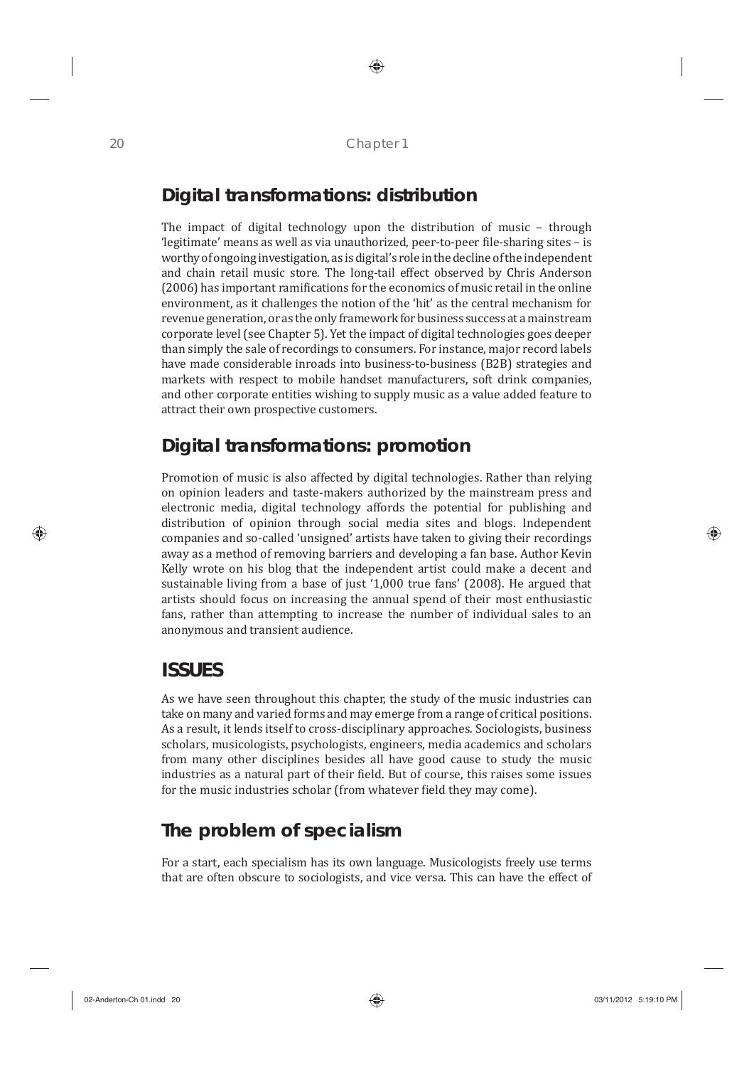## Digital transformations: distribution

The impact of digital technology upon the distribution of music – through 'legitimate' means as well as via unauthorized, peer-to-peer file-sharing sites – is worthy of ongoing investigation, as is digital's role in the decline of the independent and chain retail music store. The long-tail effect observed by Chris Anderson (2006) has important ramifications for the economics of music retail in the online environment, as it challenges the notion of the 'hit' as the central mechanism for revenue generation, or as the only framework for business success at a mainstream corporate level (see Chapter 5). Yet the impact of digital technologies goes deeper than simply the sale of recordings to consumers. For instance, major record labels have made considerable inroads into business-to-business (B2B) strategies and markets with respect to mobile handset manufacturers, soft drink companies, and other corporate entities wishing to supply music as a value added feature to attract their own prospective customers.

## Digital transformations: promotion

Promotion of music is also affected by digital technologies. Rather than relying on opinion leaders and taste-makers authorized by the mainstream press and electronic media, digital technology affords the potential for publishing and distribution of opinion through social media sites and blogs. Independent companies and so-called 'unsigned' artists have taken to giving their recordings away as a method of removing barriers and developing a fan base. Author Kevin Kelly wrote on his blog that the independent artist could make a decent and sustainable living from a base of just '1,000 true fans' (2008). He argued that artists should focus on increasing the annual spend of their most enthusiastic fans, rather than attempting to increase the number of individual sales to an anonymous and transient audience.

# ISSUES

As we have seen throughout this chapter, the study of the music industries can take on many and varied forms and may emerge from a range of critical positions. As a result, it lends itself to cross-disciplinary approaches. Sociologists, business scholars, musicologists, psychologists, engineers, media academics and scholars from many other disciplines besides all have good cause to study the music industries as a natural part of their field. But of course, this raises some issues for the music industries scholar (from whatever field they may come).

## The problem of specialism

For a start, each specialism has its own language. Musicologists freely use terms that are often obscure to sociologists, and vice versa. This can have the effect of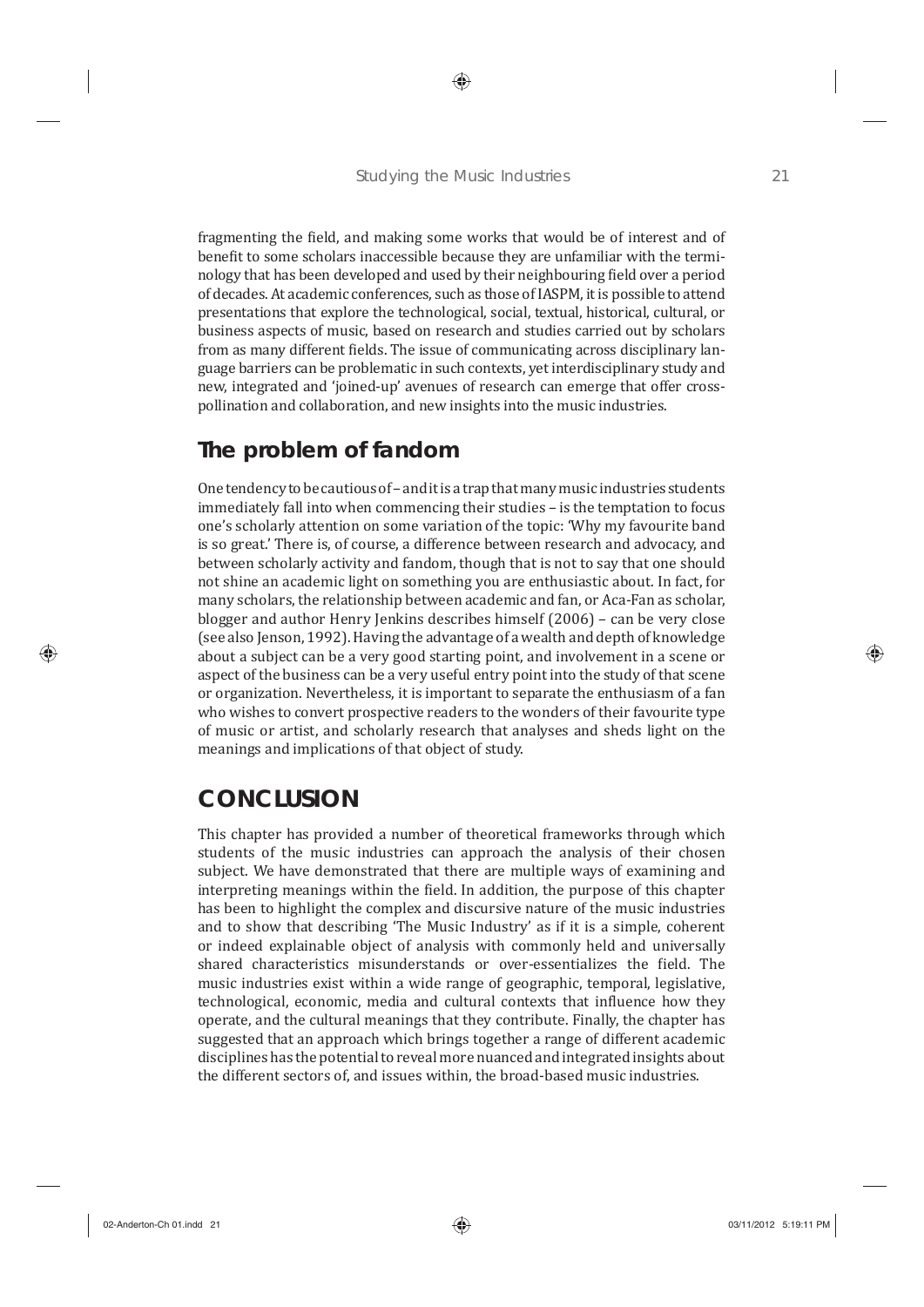fragmenting the field, and making some works that would be of interest and of benefit to some scholars inaccessible because they are unfamiliar with the terminology that has been developed and used by their neighbouring field over a period of decades. At academic conferences, such as those of IASPM, it is possible to attend presentations that explore the technological, social, textual, historical, cultural, or business aspects of music, based on research and studies carried out by scholars from as many different fields. The issue of communicating across disciplinary language barriers can be problematic in such contexts, yet interdisciplinary study and new, integrated and 'joined-up' avenues of research can emerge that offer cross-pollination and collaboration, and new insights into the music industries.

## The problem of fandom

One tendency to be cautious of – and it is a trap that many music industries students immediately fall into when commencing their studies – is the temptation to focus one's scholarly attention on some variation of the topic: 'Why my favourite band is so great.' There is, of course, a difference between research and advocacy, and between scholarly activity and fandom, though that is not to say that one should not shine an academic light on something you are enthusiastic about. In fact, for many scholars, the relationship between academic and fan, or Aca-Fan as scholar, blogger and author Henry Jenkins describes himself (2006) – can be very close (see also Jenson, 1992). Having the advantage of a wealth and depth of knowledge about a subject can be a very good starting point, and involvement in a scene or aspect of the business can be a very useful entry point into the study of that scene or organization. Nevertheless, it is important to separate the enthusiasm of a fan who wishes to convert prospective readers to the wonders of their favourite type of music or artist, and scholarly research that analyses and sheds light on the meanings and implications of that object of study.

# CONCLUSION

This chapter has provided a number of theoretical frameworks through which students of the music industries can approach the analysis of their chosen subject. We have demonstrated that there are multiple ways of examining and interpreting meanings within the field. In addition, the purpose of this chapter has been to highlight the complex and discursive nature of the music industries and to show that describing 'The Music Industry' as if it is a simple, coherent or indeed explainable object of analysis with commonly held and universally shared characteristics misunderstands or over-essentializes the field. The music industries exist within a wide range of geographic, temporal, legislative, technological, economic, media and cultural contexts that influence how they operate, and the cultural meanings that they contribute. Finally, the chapter has suggested that an approach which brings together a range of different academic disciplines has the potential to reveal more nuanced and integrated insights about the different sectors of, and issues within, the broad-based music industries.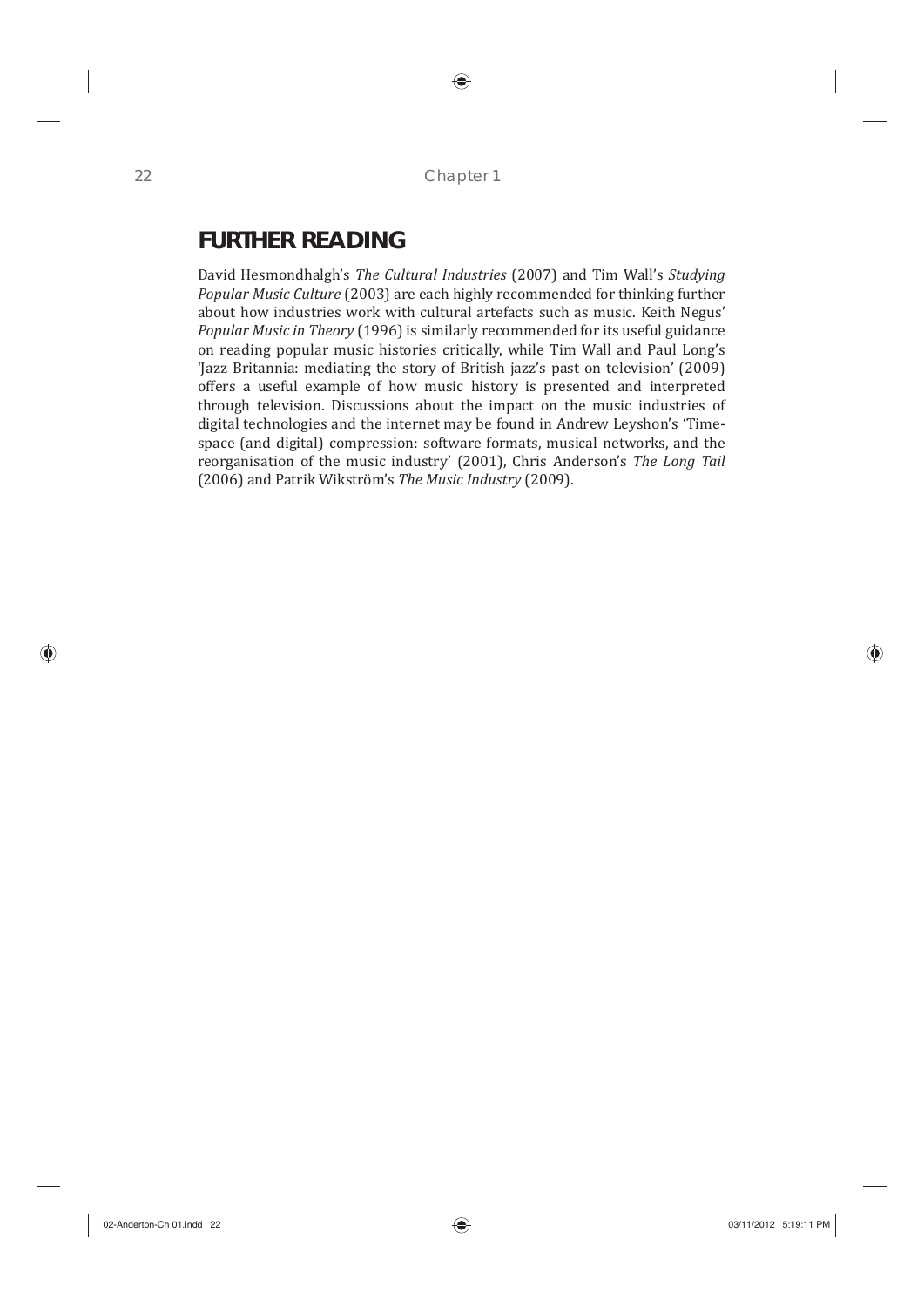## FURTHER READING

David Hesmondhalgh's *The Cultural Industries* (2007) and Tim Wall's *Studying Popular Music Culture* (2003) are each highly recommended for thinking further about how industries work with cultural artefacts such as music. Keith Negus' *Popular Music in Theory* (1996) is similarly recommended for its useful guidance on reading popular music histories critically, while Tim Wall and Paul Long's 'Jazz Britannia: mediating the story of British jazz's past on television' (2009) offers a useful example of how music history is presented and interpreted through television. Discussions about the impact on the music industries of digital technologies and the internet may be found in Andrew Leyshon's 'Time-space (and digital) compression: software formats, musical networks, and the reorganisation of the music industry' (2001), Chris Anderson's *The Long Tail* (2006) and Patrik Wikström's *The Music Industry* (2009).